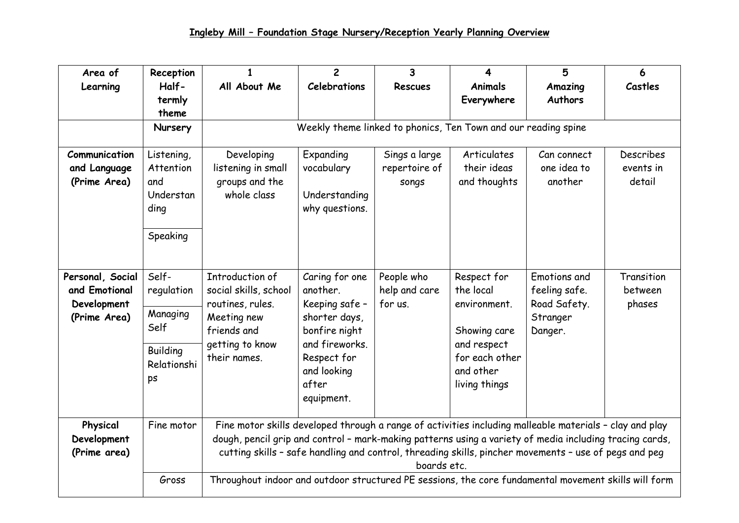# Ingleby Mill – Foundation Stage Nursery/Reception Yearly Planning Overview

| Area of Learning | Reception Half-termly theme | 1 All About Me | 2 Celebrations | 3 Rescues | 4 Animals Everywhere | 5 Amazing Authors | 6 Castles |
|---|---|---|---|---|---|---|---|
| | Nursery | Weekly theme linked to phonics, Ten Town and our reading spine | | | | | |
| **Communication and Language (Prime Area)** | Listening, Attention and Understanding<br><br>Speaking | Developing listening in small groups and the whole class | Expanding vocabulary<br><br>Understanding why questions. | Sings a large repertoire of songs | Articulates their ideas and thoughts | Can connect one idea to another | Describes events in detail |
| **Personal, Social and Emotional Development (Prime Area)** | Self-regulation<br><br>Managing Self<br><br>Building Relationships | Introduction of social skills, school routines, rules. Meeting new friends and getting to know their names. | Caring for one another. Keeping safe – shorter days, bonfire night and fireworks. Respect for and looking after equipment. | People who help and care for us. | Respect for the local environment.<br><br>Showing care and respect for each other and other living things | Emotions and feeling safe. Road Safety. Stranger Danger. | Transition between phases |
| **Physical Development (Prime area)** | Fine motor | Fine motor skills developed through a range of activities including malleable materials – clay and play dough, pencil grip and control – mark-making patterns using a variety of media including tracing cards, cutting skills – safe handling and control, threading skills, pincher movements – use of pegs and peg boards etc. | | | | | |
| | Gross | Throughout indoor and outdoor structured PE sessions, the core fundamental movement skills will form | | | | | |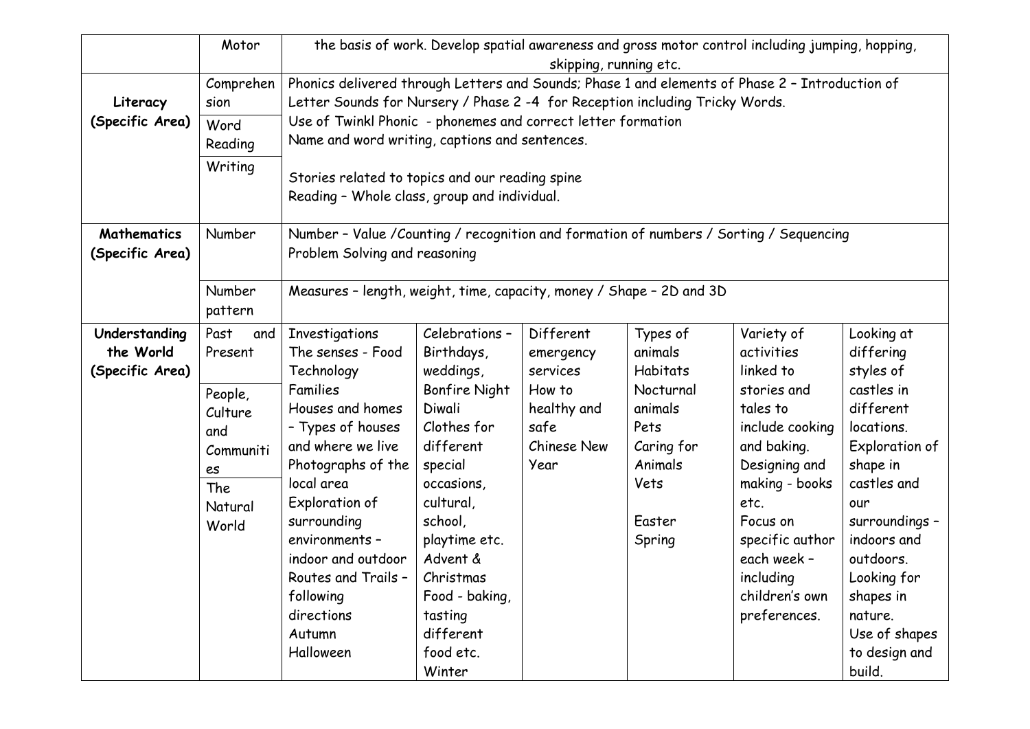| | Motor | the basis of work. Develop spatial awareness and gross motor control including jumping, hopping, skipping, running etc. | | | | | |
|---|---|---|---|---|---|---|---|
| **Literacy (Specific Area)** | Comprehension<br>Word Reading<br>Writing | Phonics delivered through Letters and Sounds; Phase 1 and elements of Phase 2 – Introduction of Letter Sounds for Nursery / Phase 2 -4 for Reception including Tricky Words.<br>Use of Twinkl Phonic - phonemes and correct letter formation<br>Name and word writing, captions and sentences.<br><br>Stories related to topics and our reading spine<br>Reading – Whole class, group and individual. | | | | | |
| **Mathematics (Specific Area)** | Number | Number – Value /Counting / recognition and formation of numbers / Sorting / Sequencing<br>Problem Solving and reasoning | | | | | |
| | Number pattern | Measures – length, weight, time, capacity, money / Shape – 2D and 3D | | | | | |
| **Understanding the World (Specific Area)** | Past and Present<br><br>People, Culture and Communities<br>The Natural World | Investigations<br>The senses - Food Technology<br>Families<br>Houses and homes – Types of houses and where we live<br>Photographs of the local area<br>Exploration of surrounding environments – indoor and outdoor<br>Routes and Trails – following directions<br>Autumn<br>Halloween | Celebrations – Birthdays, weddings, Bonfire Night<br>Diwali<br>Clothes for different special occasions, cultural, school, playtime etc.<br>Advent & Christmas<br>Food - baking, tasting different food etc.<br>Winter | Different emergency services<br>How to healthy and safe<br>Chinese New Year | Types of animals<br>Habitats<br>Nocturnal animals<br>Pets<br>Caring for Animals<br>Vets<br><br>Easter<br>Spring | Variety of activities linked to stories and tales to include cooking and baking.<br>Designing and making - books etc.<br>Focus on specific author each week – including children's own preferences. | Looking at differing styles of castles in different locations.<br>Exploration of shape in castles and our surroundings – indoors and outdoors.<br>Looking for shapes in nature.<br>Use of shapes to design and build. |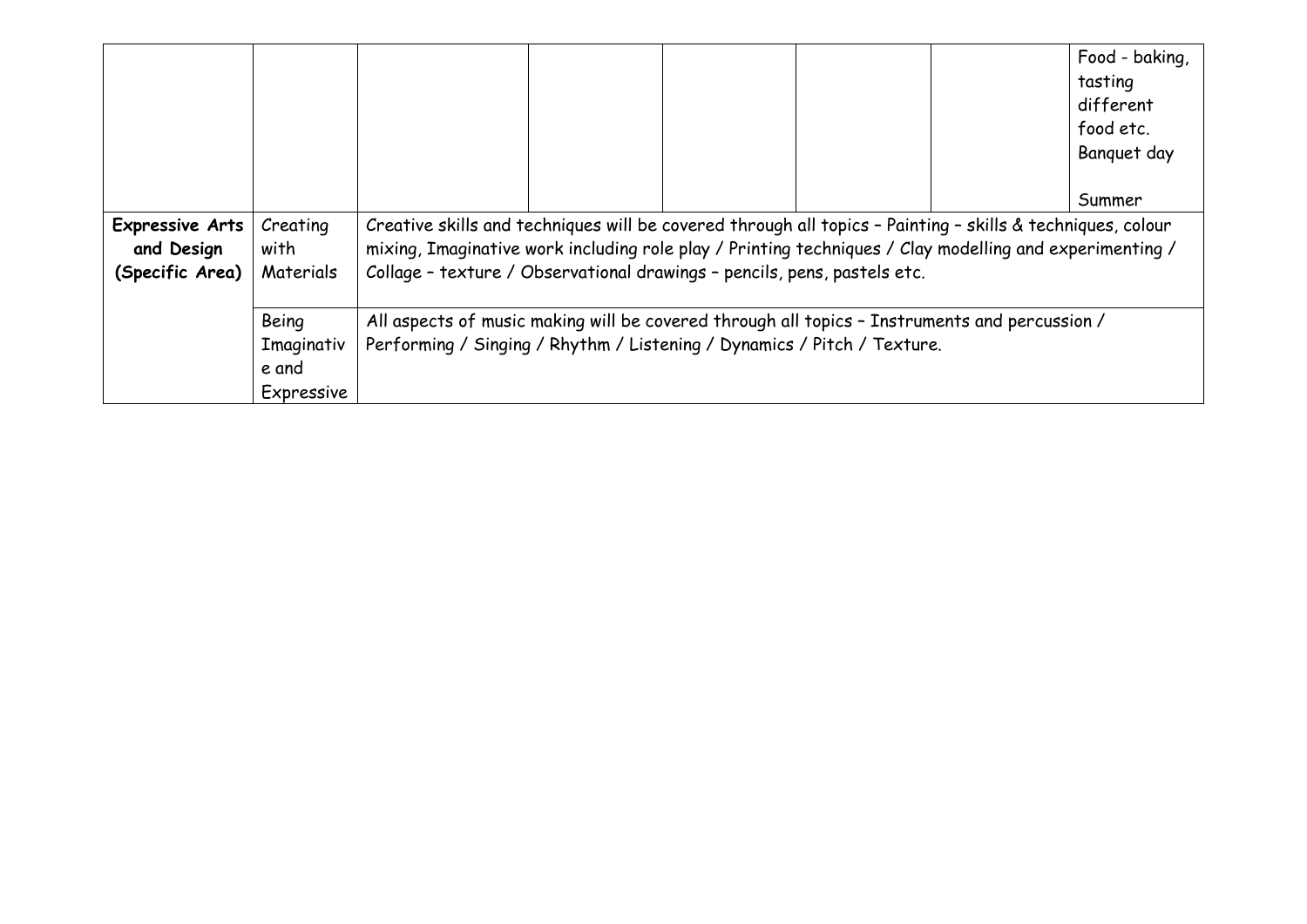| | | | | | | | |
|---|---|---|---|---|---|---|---|
| | | | | | | | Food - baking, tasting different food etc. Banquet day<br><br>Summer |
| **Expressive Arts and Design (Specific Area)** | Creating with Materials | Creative skills and techniques will be covered through all topics – Painting – skills & techniques, colour mixing, Imaginative work including role play / Printing techniques / Clay modelling and experimenting / Collage – texture / Observational drawings – pencils, pens, pastels etc. | | | | | |
| | Being Imaginative and Expressive | All aspects of music making will be covered through all topics – Instruments and percussion / Performing / Singing / Rhythm / Listening / Dynamics / Pitch / Texture. | | | | | |